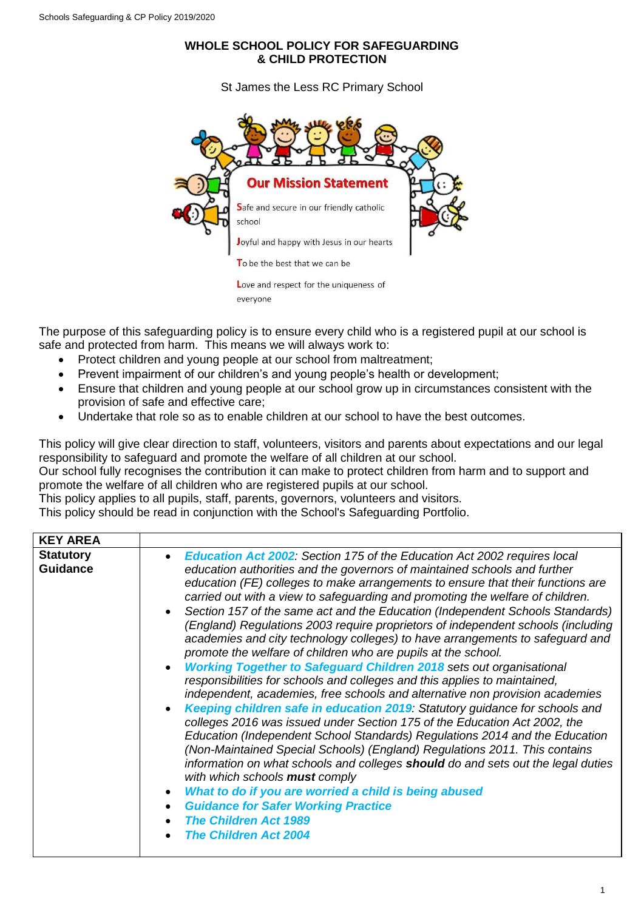# WHOLE SCHOOL POLICY FOR SAFEGUARDING & CHILD PROTECTION

St James the Less RC Primary School

**Our Mission Statement**

**S**afe and secure in our friendly catholic school

**J**oyful and happy with Jesus in our hearts

**T**o be the best that we can be

**L**ove and respect for the uniqueness of everyone

The purpose of this safeguarding policy is to ensure every child who is a registered pupil at our school is safe and protected from harm. This means we will always work to:

- Protect children and young people at our school from maltreatment;
- Prevent impairment of our children's and young people's health or development;
- Ensure that children and young people at our school grow up in circumstances consistent with the provision of safe and effective care;
- Undertake that role so as to enable children at our school to have the best outcomes.

This policy will give clear direction to staff, volunteers, visitors and parents about expectations and our legal responsibility to safeguard and promote the welfare of all children at our school.
Our school fully recognises the contribution it can make to protect children from harm and to support and promote the welfare of all children who are registered pupils at our school.
This policy applies to all pupils, staff, parents, governors, volunteers and visitors.
This policy should be read in conjunction with the School's Safeguarding Portfolio.

| KEY AREA | |
|---|---|
| **Statutory Guidance** | • ***Education Act 2002***: *Section 175 of the Education Act 2002 requires local education authorities and the governors of maintained schools and further education (FE) colleges to make arrangements to ensure that their functions are carried out with a view to safeguarding and promoting the welfare of children.*<br>• *Section 157 of the same act and the Education (Independent Schools Standards) (England) Regulations 2003 require proprietors of independent schools (including academies and city technology colleges) to have arrangements to safeguard and promote the welfare of children who are pupils at the school.*<br>• ***Working Together to Safeguard Children 2018*** *sets out organisational responsibilities for schools and colleges and this applies to maintained, independent, academies, free schools and alternative non provision academies*<br>• ***Keeping children safe in education 2019***: *Statutory guidance for schools and colleges 2016 was issued under Section 175 of the Education Act 2002, the Education (Independent School Standards) Regulations 2014 and the Education (Non-Maintained Special Schools) (England) Regulations 2011. This contains information on what schools and colleges* ***should*** *do and sets out the legal duties with which schools* ***must*** *comply*<br>• ***What to do if you are worried a child is being abused***<br>• ***Guidance for Safer Working Practice***<br>• ***The Children Act 1989***<br>• ***The Children Act 2004*** |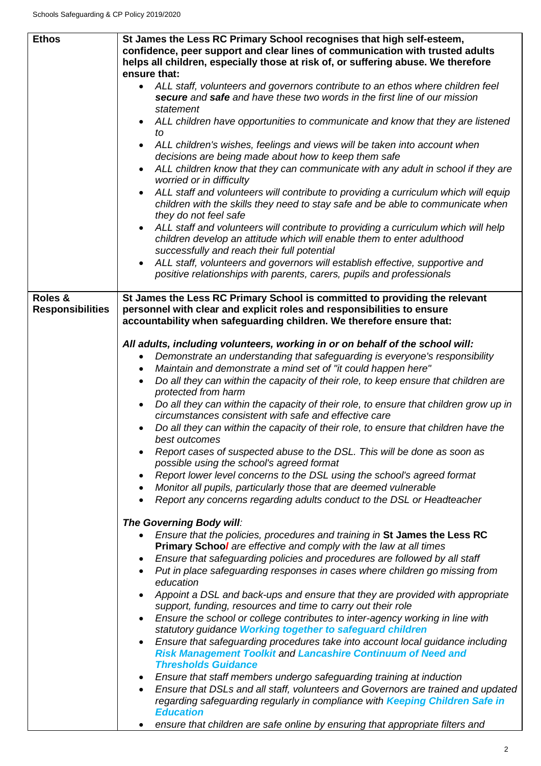| | |
|---|---|
| **Ethos** | **St James the Less RC Primary School recognises that high self-esteem, confidence, peer support and clear lines of communication with trusted adults helps all children, especially those at risk of, or suffering abuse. We therefore ensure that:**<br>• *ALL staff, volunteers and governors contribute to an ethos where children feel **secure** and **safe** and have these two words in the first line of our mission statement*<br>• *ALL children have opportunities to communicate and know that they are listened to*<br>• *ALL children's wishes, feelings and views will be taken into account when decisions are being made about how to keep them safe*<br>• *ALL children know that they can communicate with any adult in school if they are worried or in difficulty*<br>• *ALL staff and volunteers will contribute to providing a curriculum which will equip children with the skills they need to stay safe and be able to communicate when they do not feel safe*<br>• *ALL staff and volunteers will contribute to providing a curriculum which will help children develop an attitude which will enable them to enter adulthood successfully and reach their full potential*<br>• *ALL staff, volunteers and governors will establish effective, supportive and positive relationships with parents, carers, pupils and professionals* |
| **Roles & Responsibilities** | **St James the Less RC Primary School is committed to providing the relevant personnel with clear and explicit roles and responsibilities to ensure accountability when safeguarding children. We therefore ensure that:**<br><br>***All adults, including volunteers, working in or on behalf of the school will:***<br>• *Demonstrate an understanding that safeguarding is everyone's responsibility*<br>• *Maintain and demonstrate a mind set of "it could happen here"*<br>• *Do all they can within the capacity of their role, to keep ensure that children are protected from harm*<br>• *Do all they can within the capacity of their role, to ensure that children grow up in circumstances consistent with safe and effective care*<br>• *Do all they can within the capacity of their role, to ensure that children have the best outcomes*<br>• *Report cases of suspected abuse to the DSL. This will be done as soon as possible using the school's agreed format*<br>• *Report lower level concerns to the DSL using the school's agreed format*<br>• *Monitor all pupils, particularly those that are deemed vulnerable*<br>• *Report any concerns regarding adults conduct to the DSL or Headteacher*<br><br>***The Governing Body will:***<br>• *Ensure that the policies, procedures and training in* **St James the Less RC Primary School** *are effective and comply with the law at all times*<br>• *Ensure that safeguarding policies and procedures are followed by all staff*<br>• *Put in place safeguarding responses in cases where children go missing from education*<br>• *Appoint a DSL and back-ups and ensure that they are provided with appropriate support, funding, resources and time to carry out their role*<br>• *Ensure the school or college contributes to inter-agency working in line with statutory guidance **Working together to safeguard children***<br>• *Ensure that safeguarding procedures take into account local guidance including **Risk Management Toolkit** and **Lancashire Continuum of Need and Thresholds Guidance***<br>• *Ensure that staff members undergo safeguarding training at induction*<br>• *Ensure that DSLs and all staff, volunteers and Governors are trained and updated regarding safeguarding regularly in compliance with **Keeping Children Safe in Education***<br>• *ensure that children are safe online by ensuring that appropriate filters and* |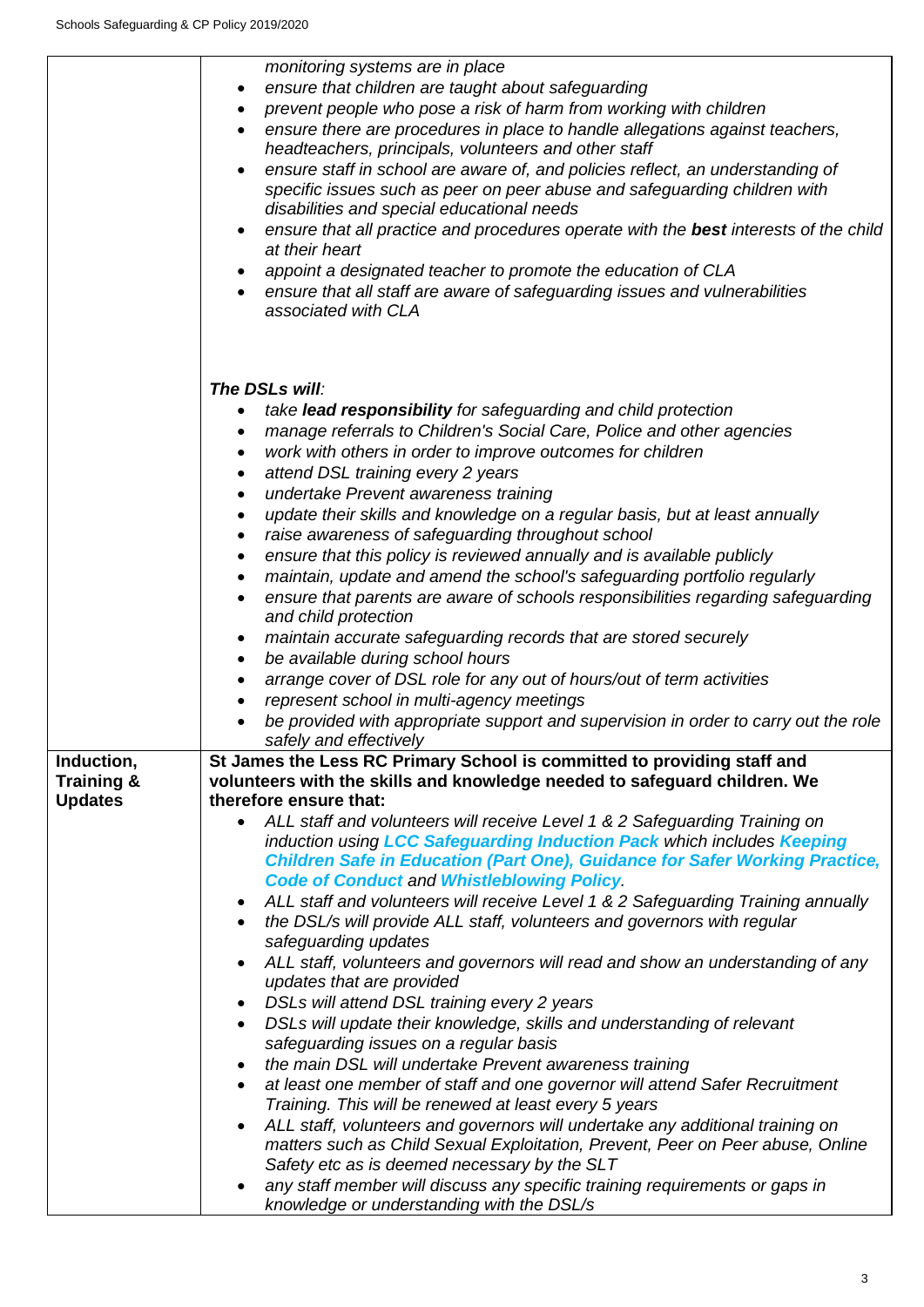| | |
|---|---|
| | *monitoring systems are in place*<br>• *ensure that children are taught about safeguarding*<br>• *prevent people who pose a risk of harm from working with children*<br>• *ensure there are procedures in place to handle allegations against teachers, headteachers, principals, volunteers and other staff*<br>• *ensure staff in school are aware of, and policies reflect, an understanding of specific issues such as peer on peer abuse and safeguarding children with disabilities and special educational needs*<br>• *ensure that all practice and procedures operate with the* ***best*** *interests of the child at their heart*<br>• *appoint a designated teacher to promote the education of CLA*<br>• *ensure that all staff are aware of safeguarding issues and vulnerabilities associated with CLA*<br><br>***The DSLs will:***<br>• *take* ***lead responsibility*** *for safeguarding and child protection*<br>• *manage referrals to Children's Social Care, Police and other agencies*<br>• *work with others in order to improve outcomes for children*<br>• *attend DSL training every 2 years*<br>• *undertake Prevent awareness training*<br>• *update their skills and knowledge on a regular basis, but at least annually*<br>• *raise awareness of safeguarding throughout school*<br>• *ensure that this policy is reviewed annually and is available publicly*<br>• *maintain, update and amend the school's safeguarding portfolio regularly*<br>• *ensure that parents are aware of schools responsibilities regarding safeguarding and child protection*<br>• *maintain accurate safeguarding records that are stored securely*<br>• *be available during school hours*<br>• *arrange cover of DSL role for any out of hours/out of term activities*<br>• *represent school in multi-agency meetings*<br>• *be provided with appropriate support and supervision in order to carry out the role safely and effectively* |
| **Induction, Training & Updates** | **St James the Less RC Primary School is committed to providing staff and volunteers with the skills and knowledge needed to safeguard children. We therefore ensure that:**<br>• *ALL staff and volunteers will receive Level 1 & 2 Safeguarding Training on induction using* ***LCC Safeguarding Induction Pack*** *which includes* ***Keeping Children Safe in Education (Part One), Guidance for Safer Working Practice, Code of Conduct*** *and* ***Whistleblowing Policy****.*<br>• *ALL staff and volunteers will receive Level 1 & 2 Safeguarding Training annually*<br>• *the DSL/s will provide ALL staff, volunteers and governors with regular safeguarding updates*<br>• *ALL staff, volunteers and governors will read and show an understanding of any updates that are provided*<br>• *DSLs will attend DSL training every 2 years*<br>• *DSLs will update their knowledge, skills and understanding of relevant safeguarding issues on a regular basis*<br>• *the main DSL will undertake Prevent awareness training*<br>• *at least one member of staff and one governor will attend Safer Recruitment Training. This will be renewed at least every 5 years*<br>• *ALL staff, volunteers and governors will undertake any additional training on matters such as Child Sexual Exploitation, Prevent, Peer on Peer abuse, Online Safety etc as is deemed necessary by the SLT*<br>• *any staff member will discuss any specific training requirements or gaps in knowledge or understanding with the DSL/s* |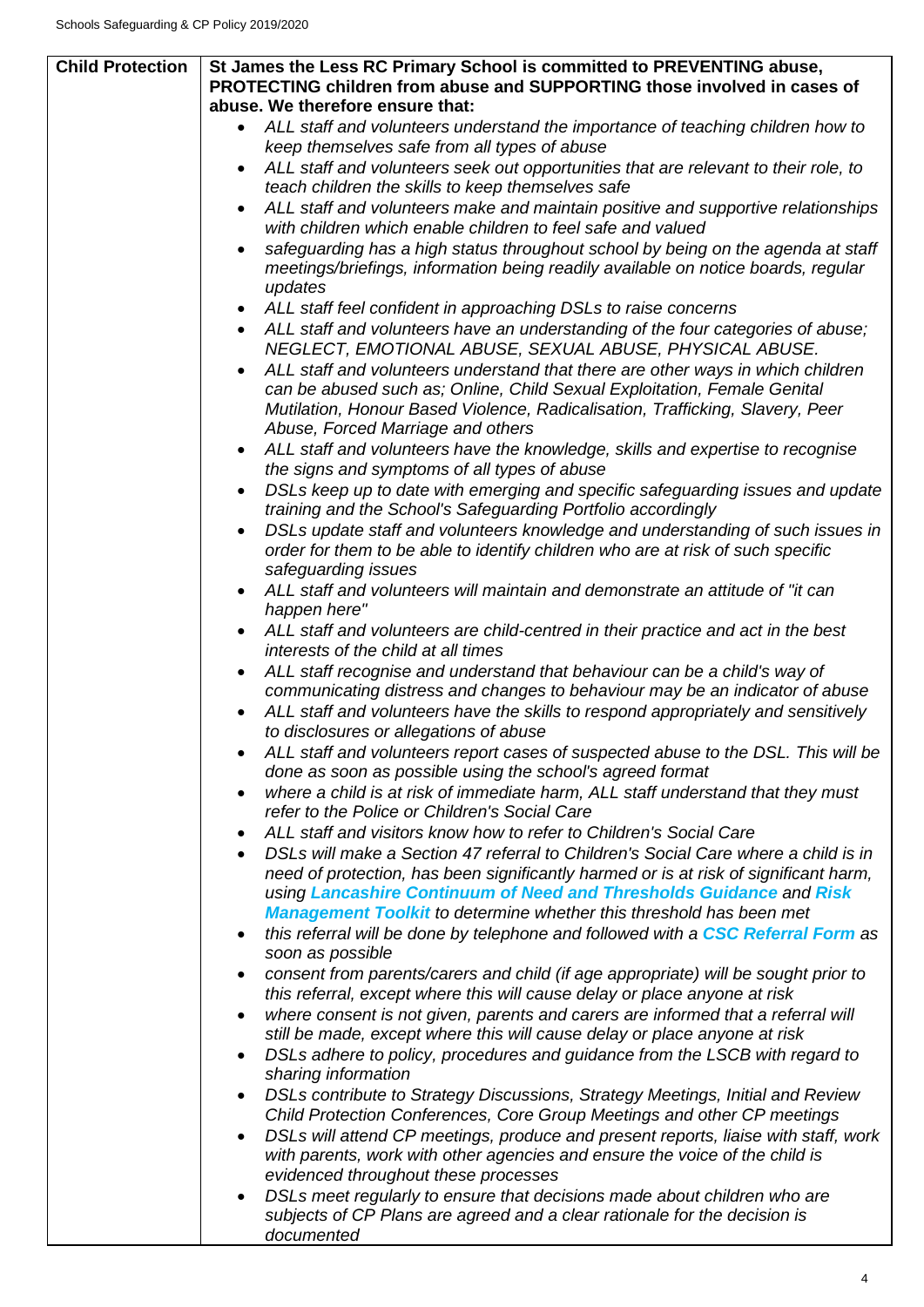| Child Protection | St James the Less RC Primary School is committed to PREVENTING abuse, PROTECTING children from abuse and SUPPORTING those involved in cases of abuse. We therefore ensure that: |
| --- | --- |
| | • *ALL staff and volunteers understand the importance of teaching children how to keep themselves safe from all types of abuse*<br>• *ALL staff and volunteers seek out opportunities that are relevant to their role, to teach children the skills to keep themselves safe*<br>• *ALL staff and volunteers make and maintain positive and supportive relationships with children which enable children to feel safe and valued*<br>• *safeguarding has a high status throughout school by being on the agenda at staff meetings/briefings, information being readily available on notice boards, regular updates*<br>• *ALL staff feel confident in approaching DSLs to raise concerns*<br>• *ALL staff and volunteers have an understanding of the four categories of abuse; NEGLECT, EMOTIONAL ABUSE, SEXUAL ABUSE, PHYSICAL ABUSE.*<br>• *ALL staff and volunteers understand that there are other ways in which children can be abused such as; Online, Child Sexual Exploitation, Female Genital Mutilation, Honour Based Violence, Radicalisation, Trafficking, Slavery, Peer Abuse, Forced Marriage and others*<br>• *ALL staff and volunteers have the knowledge, skills and expertise to recognise the signs and symptoms of all types of abuse*<br>• *DSLs keep up to date with emerging and specific safeguarding issues and update training and the School's Safeguarding Portfolio accordingly*<br>• *DSLs update staff and volunteers knowledge and understanding of such issues in order for them to be able to identify children who are at risk of such specific safeguarding issues*<br>• *ALL staff and volunteers will maintain and demonstrate an attitude of "it can happen here"*<br>• *ALL staff and volunteers are child-centred in their practice and act in the best interests of the child at all times*<br>• *ALL staff recognise and understand that behaviour can be a child's way of communicating distress and changes to behaviour may be an indicator of abuse*<br>• *ALL staff and volunteers have the skills to respond appropriately and sensitively to disclosures or allegations of abuse*<br>• *ALL staff and volunteers report cases of suspected abuse to the DSL. This will be done as soon as possible using the school's agreed format*<br>• *where a child is at risk of immediate harm, ALL staff understand that they must refer to the Police or Children's Social Care*<br>• *ALL staff and visitors know how to refer to Children's Social Care*<br>• *DSLs will make a Section 47 referral to Children's Social Care where a child is in need of protection, has been significantly harmed or is at risk of significant harm, using **Lancashire Continuum of Need and Thresholds Guidance** and **Risk Management Toolkit** to determine whether this threshold has been met*<br>• *this referral will be done by telephone and followed with a **CSC Referral Form** as soon as possible*<br>• *consent from parents/carers and child (if age appropriate) will be sought prior to this referral, except where this will cause delay or place anyone at risk*<br>• *where consent is not given, parents and carers are informed that a referral will still be made, except where this will cause delay or place anyone at risk*<br>• *DSLs adhere to policy, procedures and guidance from the LSCB with regard to sharing information*<br>• *DSLs contribute to Strategy Discussions, Strategy Meetings, Initial and Review Child Protection Conferences, Core Group Meetings and other CP meetings*<br>• *DSLs will attend CP meetings, produce and present reports, liaise with staff, work with parents, work with other agencies and ensure the voice of the child is evidenced throughout these processes*<br>• *DSLs meet regularly to ensure that decisions made about children who are subjects of CP Plans are agreed and a clear rationale for the decision is documented* |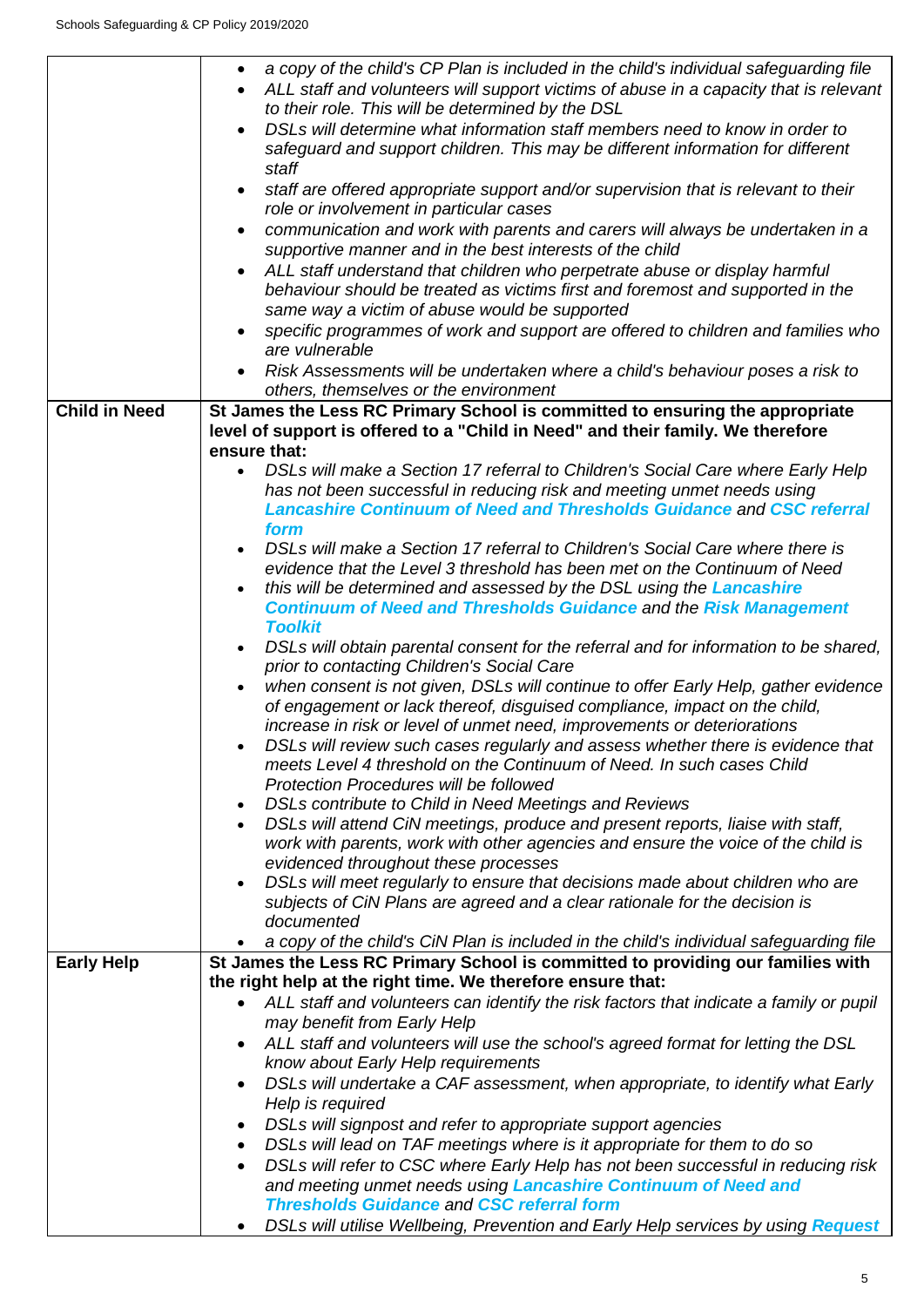| | |
|---|---|
| | • *a copy of the child's CP Plan is included in the child's individual safeguarding file*<br>• *ALL staff and volunteers will support victims of abuse in a capacity that is relevant to their role. This will be determined by the DSL*<br>• *DSLs will determine what information staff members need to know in order to safeguard and support children. This may be different information for different staff*<br>• *staff are offered appropriate support and/or supervision that is relevant to their role or involvement in particular cases*<br>• *communication and work with parents and carers will always be undertaken in a supportive manner and in the best interests of the child*<br>• *ALL staff understand that children who perpetrate abuse or display harmful behaviour should be treated as victims first and foremost and supported in the same way a victim of abuse would be supported*<br>• *specific programmes of work and support are offered to children and families who are vulnerable*<br>• *Risk Assessments will be undertaken where a child's behaviour poses a risk to others, themselves or the environment* |
| **Child in Need** | **St James the Less RC Primary School is committed to ensuring the appropriate level of support is offered to a "Child in Need" and their family. We therefore ensure that:**<br>• *DSLs will make a Section 17 referral to Children's Social Care where Early Help has not been successful in reducing risk and meeting unmet needs using* ***Lancashire Continuum of Need and Thresholds Guidance*** *and* ***CSC referral form***<br>• *DSLs will make a Section 17 referral to Children's Social Care where there is evidence that the Level 3 threshold has been met on the Continuum of Need*<br>• *this will be determined and assessed by the DSL using the* ***Lancashire Continuum of Need and Thresholds Guidance*** *and the* ***Risk Management Toolkit***<br>• *DSLs will obtain parental consent for the referral and for information to be shared, prior to contacting Children's Social Care*<br>• *when consent is not given, DSLs will continue to offer Early Help, gather evidence of engagement or lack thereof, disguised compliance, impact on the child, increase in risk or level of unmet need, improvements or deteriorations*<br>• *DSLs will review such cases regularly and assess whether there is evidence that meets Level 4 threshold on the Continuum of Need. In such cases Child Protection Procedures will be followed*<br>• *DSLs contribute to Child in Need Meetings and Reviews*<br>• *DSLs will attend CiN meetings, produce and present reports, liaise with staff, work with parents, work with other agencies and ensure the voice of the child is evidenced throughout these processes*<br>• *DSLs will meet regularly to ensure that decisions made about children who are subjects of CiN Plans are agreed and a clear rationale for the decision is documented*<br>• *a copy of the child's CiN Plan is included in the child's individual safeguarding file* |
| **Early Help** | **St James the Less RC Primary School is committed to providing our families with the right help at the right time. We therefore ensure that:**<br>• *ALL staff and volunteers can identify the risk factors that indicate a family or pupil may benefit from Early Help*<br>• *ALL staff and volunteers will use the school's agreed format for letting the DSL know about Early Help requirements*<br>• *DSLs will undertake a CAF assessment, when appropriate, to identify what Early Help is required*<br>• *DSLs will signpost and refer to appropriate support agencies*<br>• *DSLs will lead on TAF meetings where is it appropriate for them to do so*<br>• *DSLs will refer to CSC where Early Help has not been successful in reducing risk and meeting unmet needs using* ***Lancashire Continuum of Need and Thresholds Guidance*** *and* ***CSC referral form***<br>• *DSLs will utilise Wellbeing, Prevention and Early Help services by using* ***Request*** |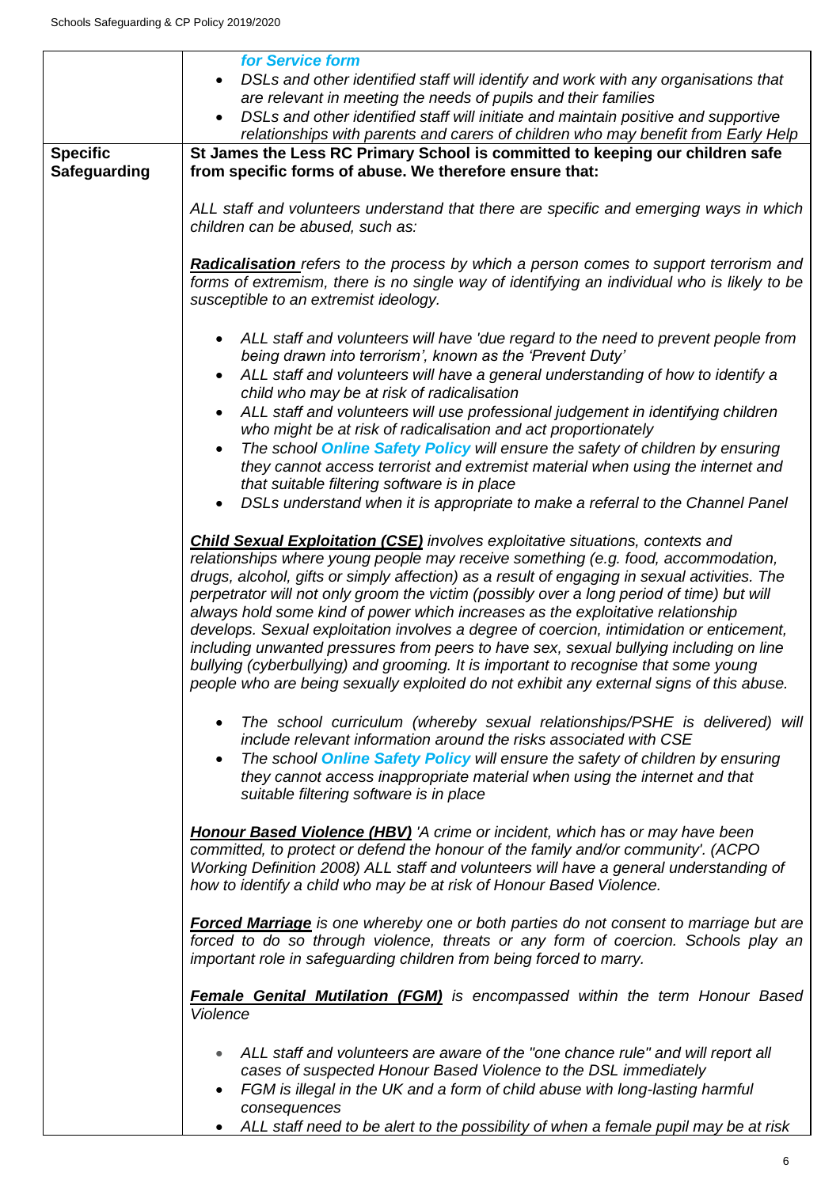| | |
|---|---|
| | ***for Service form***<br>• *DSLs and other identified staff will identify and work with any organisations that are relevant in meeting the needs of pupils and their families*<br>• *DSLs and other identified staff will initiate and maintain positive and supportive relationships with parents and carers of children who may benefit from Early Help* |
| **Specific Safeguarding** | **St James the Less RC Primary School is committed to keeping our children safe from specific forms of abuse. We therefore ensure that:**<br><br>*ALL staff and volunteers understand that there are specific and emerging ways in which children can be abused, such as:*<br><br>***Radicalisation*** *refers to the process by which a person comes to support terrorism and forms of extremism, there is no single way of identifying an individual who is likely to be susceptible to an extremist ideology.*<br><br>• *ALL staff and volunteers will have 'due regard to the need to prevent people from being drawn into terrorism', known as the 'Prevent Duty'*<br>• *ALL staff and volunteers will have a general understanding of how to identify a child who may be at risk of radicalisation*<br>• *ALL staff and volunteers will use professional judgement in identifying children who might be at risk of radicalisation and act proportionately*<br>• *The school* ***Online Safety Policy*** *will ensure the safety of children by ensuring they cannot access terrorist and extremist material when using the internet and that suitable filtering software is in place*<br>• *DSLs understand when it is appropriate to make a referral to the Channel Panel*<br><br>***Child Sexual Exploitation (CSE)*** *involves exploitative situations, contexts and relationships where young people may receive something (e.g. food, accommodation, drugs, alcohol, gifts or simply affection) as a result of engaging in sexual activities. The perpetrator will not only groom the victim (possibly over a long period of time) but will always hold some kind of power which increases as the exploitative relationship develops. Sexual exploitation involves a degree of coercion, intimidation or enticement, including unwanted pressures from peers to have sex, sexual bullying including on line bullying (cyberbullying) and grooming. It is important to recognise that some young people who are being sexually exploited do not exhibit any external signs of this abuse.*<br><br>• *The school curriculum (whereby sexual relationships/PSHE is delivered) will include relevant information around the risks associated with CSE*<br>• *The school* ***Online Safety Policy*** *will ensure the safety of children by ensuring they cannot access inappropriate material when using the internet and that suitable filtering software is in place*<br><br>***Honour Based Violence (HBV)*** *'A crime or incident, which has or may have been committed, to protect or defend the honour of the family and/or community'. (ACPO Working Definition 2008) ALL staff and volunteers will have a general understanding of how to identify a child who may be at risk of Honour Based Violence.*<br><br>***Forced Marriage*** *is one whereby one or both parties do not consent to marriage but are forced to do so through violence, threats or any form of coercion. Schools play an important role in safeguarding children from being forced to marry.*<br><br>***Female Genital Mutilation (FGM)*** *is encompassed within the term Honour Based Violence*<br><br>• *ALL staff and volunteers are aware of the "one chance rule" and will report all cases of suspected Honour Based Violence to the DSL immediately*<br>• *FGM is illegal in the UK and a form of child abuse with long-lasting harmful consequences*<br>• *ALL staff need to be alert to the possibility of when a female pupil may be at risk* |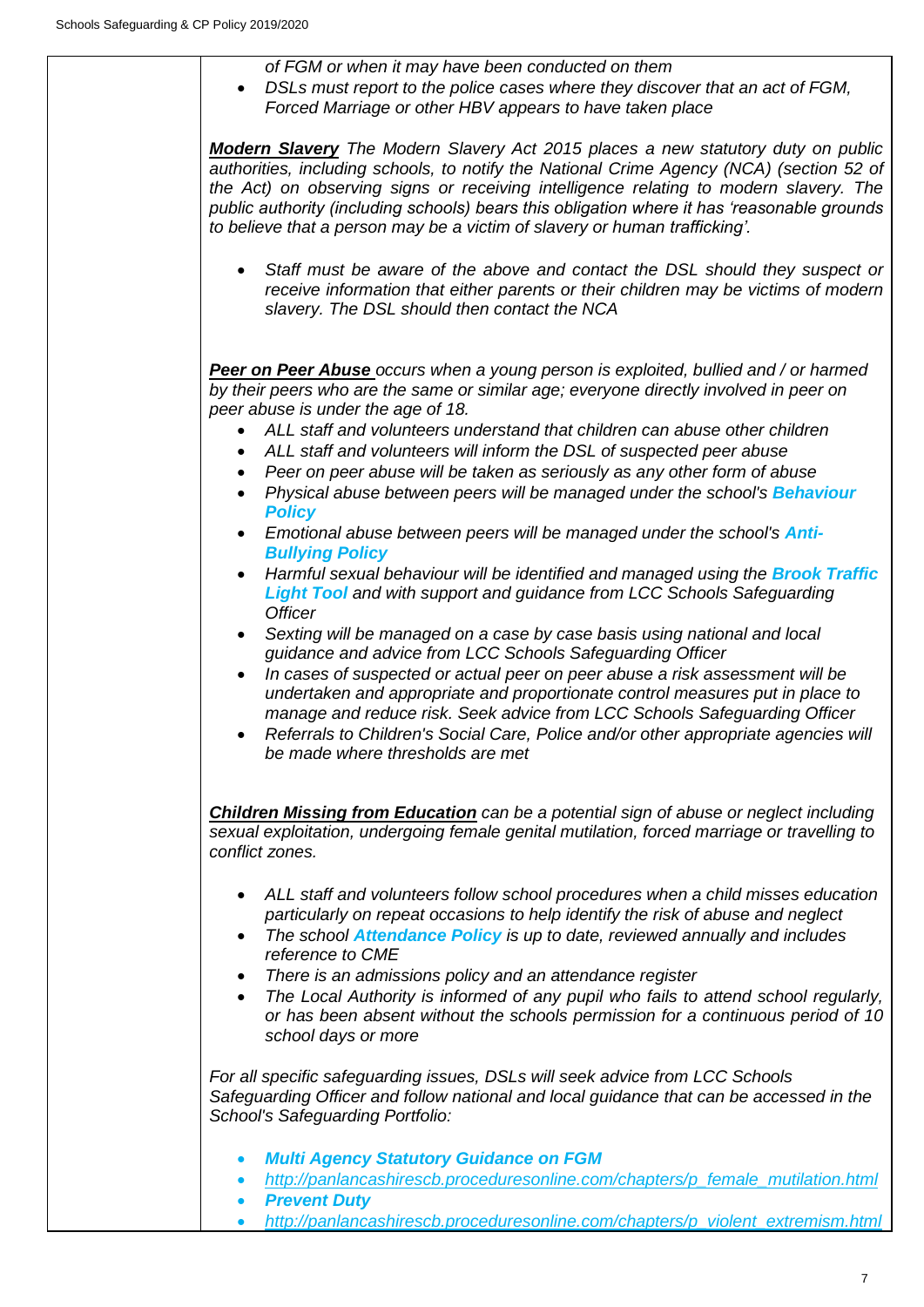- *of FGM or when it may have been conducted on them*
- *DSLs must report to the police cases where they discover that an act of FGM, Forced Marriage or other HBV appears to have taken place*

***Modern Slavery*** *The Modern Slavery Act 2015 places a new statutory duty on public authorities, including schools, to notify the National Crime Agency (NCA) (section 52 of the Act) on observing signs or receiving intelligence relating to modern slavery. The public authority (including schools) bears this obligation where it has 'reasonable grounds to believe that a person may be a victim of slavery or human trafficking'.*

- *Staff must be aware of the above and contact the DSL should they suspect or receive information that either parents or their children may be victims of modern slavery. The DSL should then contact the NCA*

***Peer on Peer Abuse*** *occurs when a young person is exploited, bullied and / or harmed by their peers who are the same or similar age; everyone directly involved in peer on peer abuse is under the age of 18.*

- *ALL staff and volunteers understand that children can abuse other children*
- *ALL staff and volunteers will inform the DSL of suspected peer abuse*
- *Peer on peer abuse will be taken as seriously as any other form of abuse*
- *Physical abuse between peers will be managed under the school's* ***Behaviour Policy***
- *Emotional abuse between peers will be managed under the school's* ***Anti-Bullying Policy***
- *Harmful sexual behaviour will be identified and managed using the* ***Brook Traffic Light Tool*** *and with support and guidance from LCC Schools Safeguarding Officer*
- *Sexting will be managed on a case by case basis using national and local guidance and advice from LCC Schools Safeguarding Officer*
- *In cases of suspected or actual peer on peer abuse a risk assessment will be undertaken and appropriate and proportionate control measures put in place to manage and reduce risk. Seek advice from LCC Schools Safeguarding Officer*
- *Referrals to Children's Social Care, Police and/or other appropriate agencies will be made where thresholds are met*

***Children Missing from Education*** *can be a potential sign of abuse or neglect including sexual exploitation, undergoing female genital mutilation, forced marriage or travelling to conflict zones.*

- *ALL staff and volunteers follow school procedures when a child misses education particularly on repeat occasions to help identify the risk of abuse and neglect*
- *The school* ***Attendance Policy*** *is up to date, reviewed annually and includes reference to CME*
- *There is an admissions policy and an attendance register*
- *The Local Authority is informed of any pupil who fails to attend school regularly, or has been absent without the schools permission for a continuous period of 10 school days or more*

*For all specific safeguarding issues, DSLs will seek advice from LCC Schools Safeguarding Officer and follow national and local guidance that can be accessed in the School's Safeguarding Portfolio:*

- ***Multi Agency Statutory Guidance on FGM***
- *http://panlancashirescb.proceduresonline.com/chapters/p_female_mutilation.html*
- ***Prevent Duty***
- *http://panlancashirescb.proceduresonline.com/chapters/p_violent_extremism.html*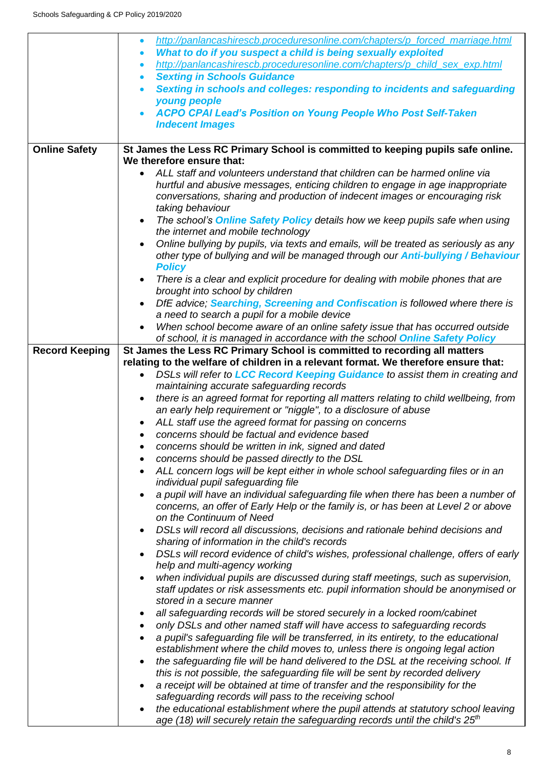| | |
|---|---|
| | • http://panlancashirescb.proceduresonline.com/chapters/p_forced_marriage.html<br>• ***What to do if you suspect a child is being sexually exploited***<br>• http://panlancashirescb.proceduresonline.com/chapters/p_child_sex_exp.html<br>• ***Sexting in Schools Guidance***<br>• ***Sexting in schools and colleges: responding to incidents and safeguarding young people***<br>• ***ACPO CPAI Lead's Position on Young People Who Post Self-Taken Indecent Images*** |
| **Online Safety** | **St James the Less RC Primary School is committed to keeping pupils safe online. We therefore ensure that:**<br>• *ALL staff and volunteers understand that children can be harmed online via hurtful and abusive messages, enticing children to engage in age inappropriate conversations, sharing and production of indecent images or encouraging risk taking behaviour*<br>• *The school's* ***Online Safety Policy*** *details how we keep pupils safe when using the internet and mobile technology*<br>• *Online bullying by pupils, via texts and emails, will be treated as seriously as any other type of bullying and will be managed through our* ***Anti-bullying / Behaviour Policy***<br>• *There is a clear and explicit procedure for dealing with mobile phones that are brought into school by children*<br>• *DfE advice;* ***Searching, Screening and Confiscation*** *is followed where there is a need to search a pupil for a mobile device*<br>• *When school become aware of an online safety issue that has occurred outside of school, it is managed in accordance with the school* ***Online Safety Policy*** |
| **Record Keeping** | **St James the Less RC Primary School is committed to recording all matters relating to the welfare of children in a relevant format. We therefore ensure that:**<br>• *DSLs will refer to* ***LCC Record Keeping Guidance*** *to assist them in creating and maintaining accurate safeguarding records*<br>• *there is an agreed format for reporting all matters relating to child wellbeing, from an early help requirement or "niggle", to a disclosure of abuse*<br>• *ALL staff use the agreed format for passing on concerns*<br>• *concerns should be factual and evidence based*<br>• *concerns should be written in ink, signed and dated*<br>• *concerns should be passed directly to the DSL*<br>• *ALL concern logs will be kept either in whole school safeguarding files or in an individual pupil safeguarding file*<br>• *a pupil will have an individual safeguarding file when there has been a number of concerns, an offer of Early Help or the family is, or has been at Level 2 or above on the Continuum of Need*<br>• *DSLs will record all discussions, decisions and rationale behind decisions and sharing of information in the child's records*<br>• *DSLs will record evidence of child's wishes, professional challenge, offers of early help and multi-agency working*<br>• *when individual pupils are discussed during staff meetings, such as supervision, staff updates or risk assessments etc. pupil information should be anonymised or stored in a secure manner*<br>• *all safeguarding records will be stored securely in a locked room/cabinet*<br>• *only DSLs and other named staff will have access to safeguarding records*<br>• *a pupil's safeguarding file will be transferred, in its entirety, to the educational establishment where the child moves to, unless there is ongoing legal action*<br>• *the safeguarding file will be hand delivered to the DSL at the receiving school. If this is not possible, the safeguarding file will be sent by recorded delivery*<br>• *a receipt will be obtained at time of transfer and the responsibility for the safeguarding records will pass to the receiving school*<br>• *the educational establishment where the pupil attends at statutory school leaving age (18) will securely retain the safeguarding records until the child's 25th* |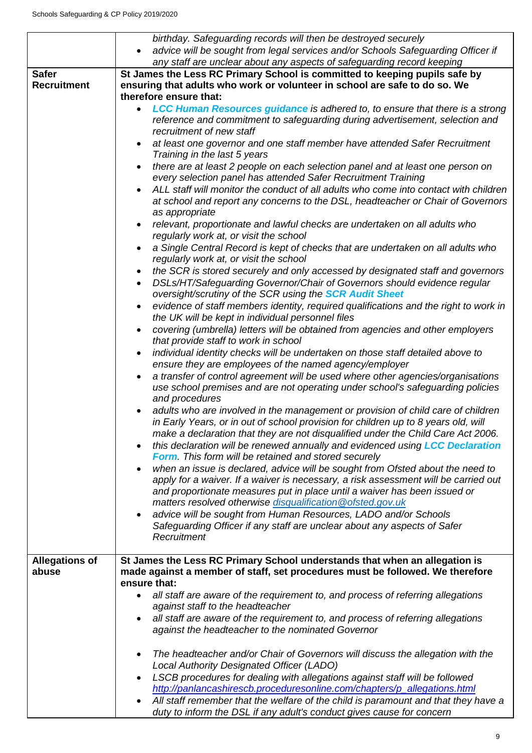| | |
|---|---|
| | *birthday. Safeguarding records will then be destroyed securely*<br>• *advice will be sought from legal services and/or Schools Safeguarding Officer if any staff are unclear about any aspects of safeguarding record keeping* |
| **Safer Recruitment** | **St James the Less RC Primary School is committed to keeping pupils safe by ensuring that adults who work or volunteer in school are safe to do so. We therefore ensure that:**<br>• ***LCC Human Resources guidance*** *is adhered to, to ensure that there is a strong reference and commitment to safeguarding during advertisement, selection and recruitment of new staff*<br>• *at least one governor and one staff member have attended Safer Recruitment Training in the last 5 years*<br>• *there are at least 2 people on each selection panel and at least one person on every selection panel has attended Safer Recruitment Training*<br>• *ALL staff will monitor the conduct of all adults who come into contact with children at school and report any concerns to the DSL, headteacher or Chair of Governors as appropriate*<br>• *relevant, proportionate and lawful checks are undertaken on all adults who regularly work at, or visit the school*<br>• *a Single Central Record is kept of checks that are undertaken on all adults who regularly work at, or visit the school*<br>• *the SCR is stored securely and only accessed by designated staff and governors*<br>• *DSLs/HT/Safeguarding Governor/Chair of Governors should evidence regular oversight/scrutiny of the SCR using the* ***SCR Audit Sheet***<br>• *evidence of staff members identity, required qualifications and the right to work in the UK will be kept in individual personnel files*<br>• *covering (umbrella) letters will be obtained from agencies and other employers that provide staff to work in school*<br>• *individual identity checks will be undertaken on those staff detailed above to ensure they are employees of the named agency/employer*<br>• *a transfer of control agreement will be used where other agencies/organisations use school premises and are not operating under school's safeguarding policies and procedures*<br>• *adults who are involved in the management or provision of child care of children in Early Years, or in out of school provision for children up to 8 years old, will make a declaration that they are not disqualified under the Child Care Act 2006.*<br>• *this declaration will be renewed annually and evidenced using* ***LCC Declaration Form****. This form will be retained and stored securely*<br>• *when an issue is declared, advice will be sought from Ofsted about the need to apply for a waiver. If a waiver is necessary, a risk assessment will be carried out and proportionate measures put in place until a waiver has been issued or matters resolved otherwise disqualification@ofsted.gov.uk*<br>• *advice will be sought from Human Resources, LADO and/or Schools Safeguarding Officer if any staff are unclear about any aspects of Safer Recruitment* |
| **Allegations of abuse** | **St James the Less RC Primary School understands that when an allegation is made against a member of staff, set procedures must be followed. We therefore ensure that:**<br>• *all staff are aware of the requirement to, and process of referring allegations against staff to the headteacher*<br>• *all staff are aware of the requirement to, and process of referring allegations against the headteacher to the nominated Governor*<br>• *The headteacher and/or Chair of Governors will discuss the allegation with the Local Authority Designated Officer (LADO)*<br>• *LSCB procedures for dealing with allegations against staff will be followed http://panlancashirescb.proceduresonline.com/chapters/p_allegations.html*<br>• *All staff remember that the welfare of the child is paramount and that they have a duty to inform the DSL if any adult's conduct gives cause for concern* |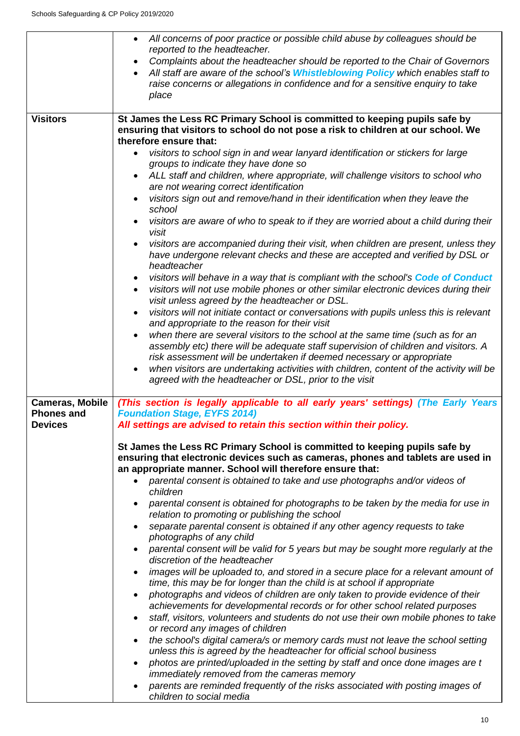| | |
|---|---|
| | • *All concerns of poor practice or possible child abuse by colleagues should be reported to the headteacher.*<br>• *Complaints about the headteacher should be reported to the Chair of Governors*<br>• *All staff are aware of the school's* ***Whistleblowing Policy*** *which enables staff to raise concerns or allegations in confidence and for a sensitive enquiry to take place* |
| **Visitors** | **St James the Less RC Primary School is committed to keeping pupils safe by ensuring that visitors to school do not pose a risk to children at our school. We therefore ensure that:**<br>• *visitors to school sign in and wear lanyard identification or stickers for large groups to indicate they have done so*<br>• *ALL staff and children, where appropriate, will challenge visitors to school who are not wearing correct identification*<br>• *visitors sign out and remove/hand in their identification when they leave the school*<br>• *visitors are aware of who to speak to if they are worried about a child during their visit*<br>• *visitors are accompanied during their visit, when children are present, unless they have undergone relevant checks and these are accepted and verified by DSL or headteacher*<br>• *visitors will behave in a way that is compliant with the school's* ***Code of Conduct***<br>• *visitors will not use mobile phones or other similar electronic devices during their visit unless agreed by the headteacher or DSL.*<br>• *visitors will not initiate contact or conversations with pupils unless this is relevant and appropriate to the reason for their visit*<br>• *when there are several visitors to the school at the same time (such as for an assembly etc) there will be adequate staff supervision of children and visitors. A risk assessment will be undertaken if deemed necessary or appropriate*<br>• *when visitors are undertaking activities with children, content of the activity will be agreed with the headteacher or DSL, prior to the visit* |
| **Cameras, Mobile Phones and Devices** | ***(This section is legally applicable to all early years' settings) (The Early Years Foundation Stage, EYFS 2014)***<br>***All settings are advised to retain this section within their policy.***<br><br>**St James the Less RC Primary School is committed to keeping pupils safe by ensuring that electronic devices such as cameras, phones and tablets are used in an appropriate manner. School will therefore ensure that:**<br>• *parental consent is obtained to take and use photographs and/or videos of children*<br>• *parental consent is obtained for photographs to be taken by the media for use in relation to promoting or publishing the school*<br>• *separate parental consent is obtained if any other agency requests to take photographs of any child*<br>• *parental consent will be valid for 5 years but may be sought more regularly at the discretion of the headteacher*<br>• *images will be uploaded to, and stored in a secure place for a relevant amount of time, this may be for longer than the child is at school if appropriate*<br>• *photographs and videos of children are only taken to provide evidence of their achievements for developmental records or for other school related purposes*<br>• *staff, visitors, volunteers and students do not use their own mobile phones to take or record any images of children*<br>• *the school's digital camera/s or memory cards must not leave the school setting unless this is agreed by the headteacher for official school business*<br>• *photos are printed/uploaded in the setting by staff and once done images are t immediately removed from the cameras memory*<br>• *parents are reminded frequently of the risks associated with posting images of children to social media* |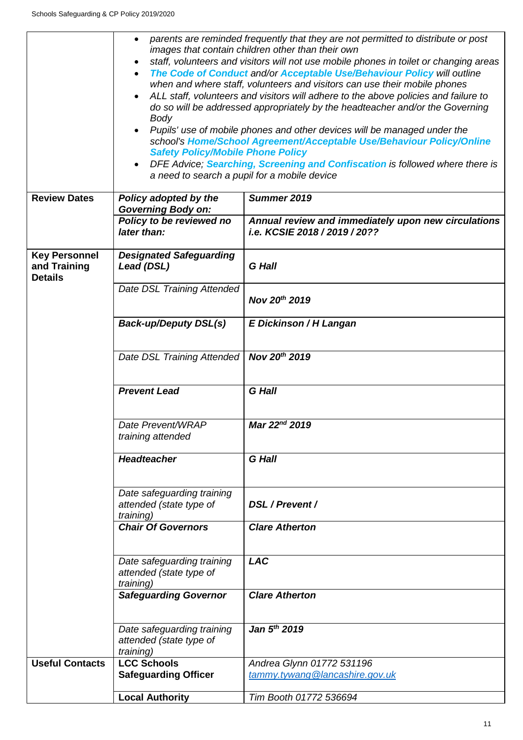| | |
|---|---|
| | • *parents are reminded frequently that they are not permitted to distribute or post images that contain children other than their own*<br>• *staff, volunteers and visitors will not use mobile phones in toilet or changing areas*<br>• ***The Code of Conduct** and/or **Acceptable Use/Behaviour Policy** will outline when and where staff, volunteers and visitors can use their mobile phones*<br>• *ALL staff, volunteers and visitors will adhere to the above policies and failure to do so will be addressed appropriately by the headteacher and/or the Governing Body*<br>• *Pupils' use of mobile phones and other devices will be managed under the school's **Home/School Agreement/Acceptable Use/Behaviour Policy/Online Safety Policy/Mobile Phone Policy***<br>• *DFE Advice; **Searching, Screening and Confiscation** is followed where there is a need to search a pupil for a mobile device* |

| | | |
|---|---|---|
| **Review Dates** | ***Policy adopted by the Governing Body on:*** | ***Summer 2019*** |
| | ***Policy to be reviewed no later than:*** | ***Annual review and immediately upon new circulations i.e. KCSIE 2018 / 2019 / 20??*** |
| **Key Personnel and Training Details** | ***Designated Safeguarding Lead (DSL)*** | ***G Hall*** |
| | *Date DSL Training Attended* | ***Nov 20th 2019*** |
| | ***Back-up/Deputy DSL(s)*** | ***E Dickinson / H Langan*** |
| | *Date DSL Training Attended* | ***Nov 20th 2019*** |
| | ***Prevent Lead*** | ***G Hall*** |
| | *Date Prevent/WRAP training attended* | ***Mar 22nd 2019*** |
| | ***Headteacher*** | ***G Hall*** |
| | *Date safeguarding training attended (state type of training)* | ***DSL / Prevent /*** |
| | ***Chair Of Governors*** | ***Clare Atherton*** |
| | *Date safeguarding training attended (state type of training)* | ***LAC*** |
| | ***Safeguarding Governor*** | ***Clare Atherton*** |
| | *Date safeguarding training attended (state type of training)* | ***Jan 5th 2019*** |
| **Useful Contacts** | **LCC Schools Safeguarding Officer** | *Andrea Glynn 01772 531196*<br>*tammy.tywang@lancashire.gov.uk* |
| | **Local Authority** | *Tim Booth 01772 536694* |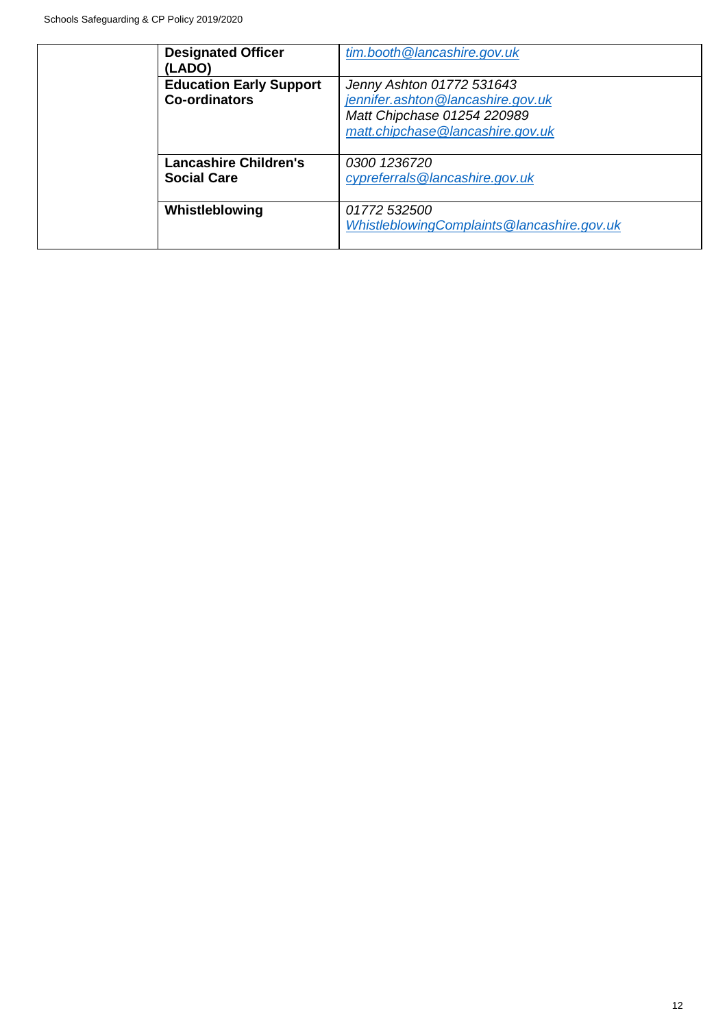| | | |
|---|---|---|
| | **Designated Officer (LADO)** | *tim.booth@lancashire.gov.uk* |
| | **Education Early Support Co-ordinators** | *Jenny Ashton 01772 531643*<br>*jennifer.ashton@lancashire.gov.uk*<br>*Matt Chipchase 01254 220989*<br>*matt.chipchase@lancashire.gov.uk* |
| | **Lancashire Children's Social Care** | *0300 1236720*<br>*cypreferrals@lancashire.gov.uk* |
| | **Whistleblowing** | *01772 532500*<br>*WhistleblowingComplaints@lancashire.gov.uk* |